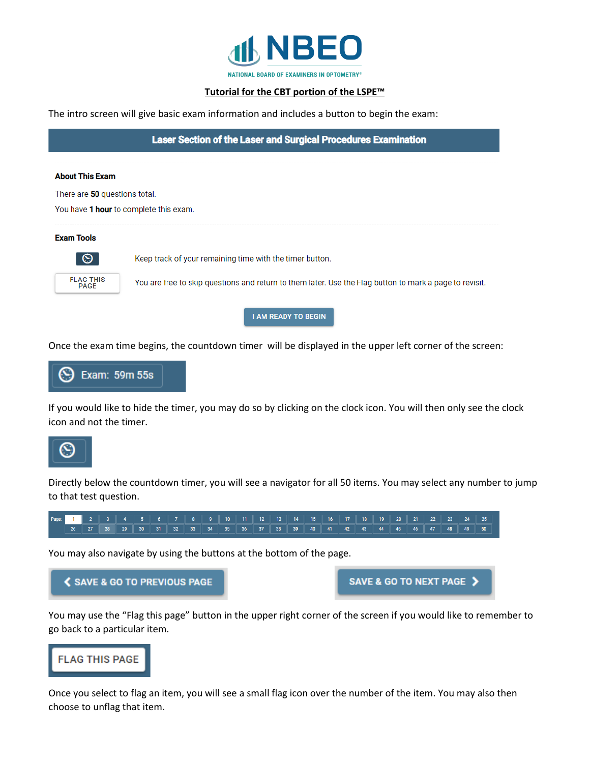# NBEO

NATIONAL BOARD OF EXAMINERS IN OPTOMETRY®

## Tutorial for the CBT portion of the LSPE™

The intro screen will give basic exam information and includes a button to begin the exam:

### Laser Section of the Laser and Surgical Procedures Examination

**About This Exam**

There are **50** questions total.

You have **1 hour** to complete this exam.

**Exam Tools**

Keep track of your remaining time with the timer button.

FLAG THIS PAGE — You are free to skip questions and return to them later. Use the Flag button to mark a page to revisit.

I AM READY TO BEGIN

Once the exam time begins, the countdown timer will be displayed in the upper left corner of the screen:

Exam: 59m 55s

If you would like to hide the timer, you may do so by clicking on the clock icon. You will then only see the clock icon and not the timer.

Directly below the countdown timer, you will see a navigator for all 50 items. You may select any number to jump to that test question.

| Page: | 1 | 2 | 3 | 4 | 5 | 6 | 7 | 8 | 9 | 10 | 11 | 12 | 13 | 14 | 15 | 16 | 17 | 18 | 19 | 20 | 21 | 22 | 23 | 24 | 25 |
|---|---|---|---|---|---|---|---|---|---|---|---|---|---|---|---|---|---|---|---|---|---|---|---|---|---|
| | 26 | 27 | 28 | 29 | 30 | 31 | 32 | 33 | 34 | 35 | 36 | 37 | 38 | 39 | 40 | 41 | 42 | 43 | 44 | 45 | 46 | 47 | 48 | 49 | 50 |

You may also navigate by using the buttons at the bottom of the page.

< SAVE & GO TO PREVIOUS PAGE

SAVE & GO TO NEXT PAGE >

You may use the "Flag this page" button in the upper right corner of the screen if you would like to remember to go back to a particular item.

FLAG THIS PAGE

Once you select to flag an item, you will see a small flag icon over the number of the item. You may also then choose to unflag that item.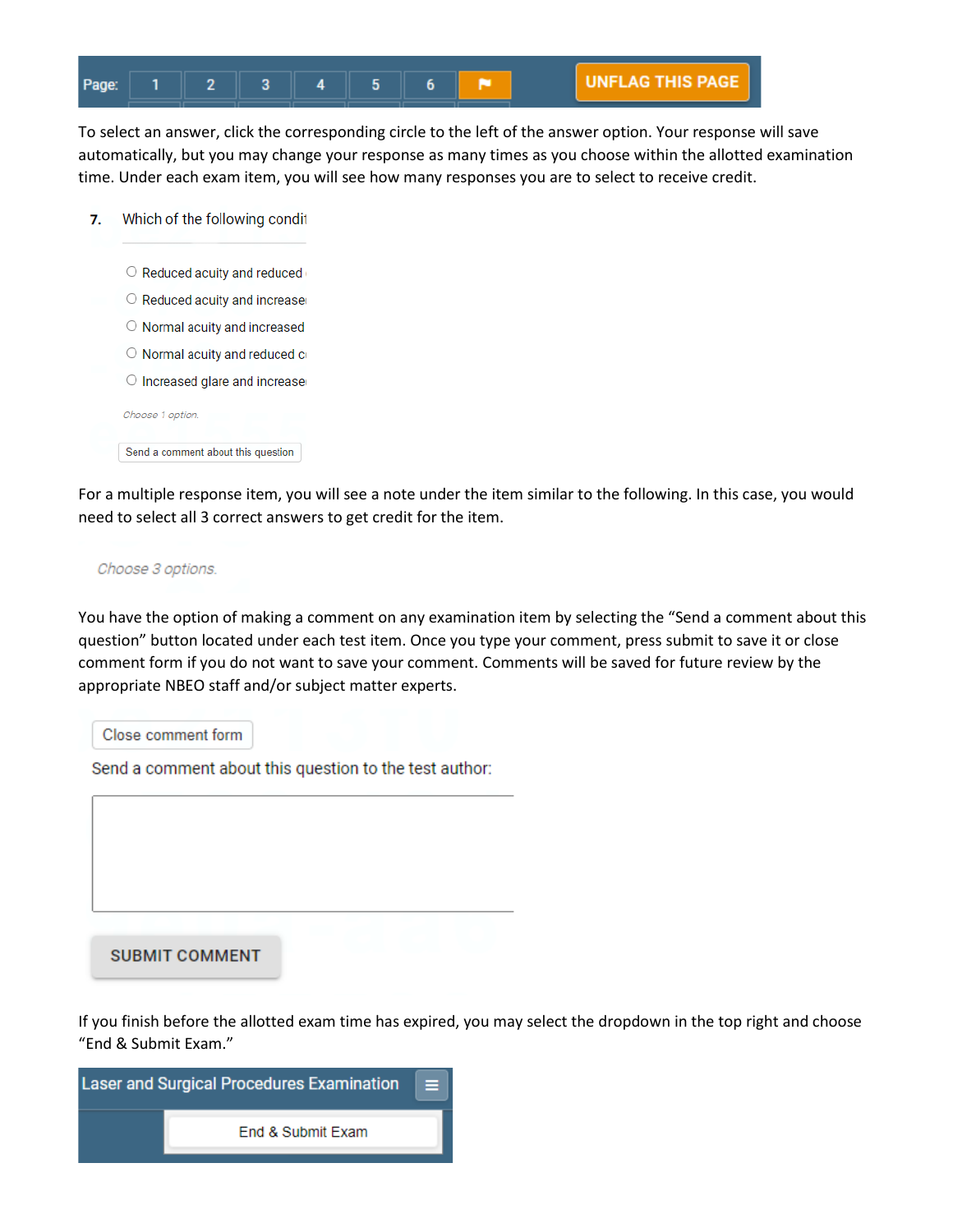Page: 1 2 3 4 5 6 UNFLAG THIS PAGE

To select an answer, click the corresponding circle to the left of the answer option. Your response will save automatically, but you may change your response as many times as you choose within the allotted examination time. Under each exam item, you will see how many responses you are to select to receive credit.

7. Which of the following condit

- Reduced acuity and reduced
- Reduced acuity and increase
- Normal acuity and increased
- Normal acuity and reduced c
- Increased glare and increase

*Choose 1 option.*

Send a comment about this question

For a multiple response item, you will see a note under the item similar to the following. In this case, you would need to select all 3 correct answers to get credit for the item.

*Choose 3 options.*

You have the option of making a comment on any examination item by selecting the "Send a comment about this question" button located under each test item. Once you type your comment, press submit to save it or close comment form if you do not want to save your comment. Comments will be saved for future review by the appropriate NBEO staff and/or subject matter experts.

Close comment form

Send a comment about this question to the test author:

SUBMIT COMMENT

If you finish before the allotted exam time has expired, you may select the dropdown in the top right and choose "End & Submit Exam."

Laser and Surgical Procedures Examination

End & Submit Exam